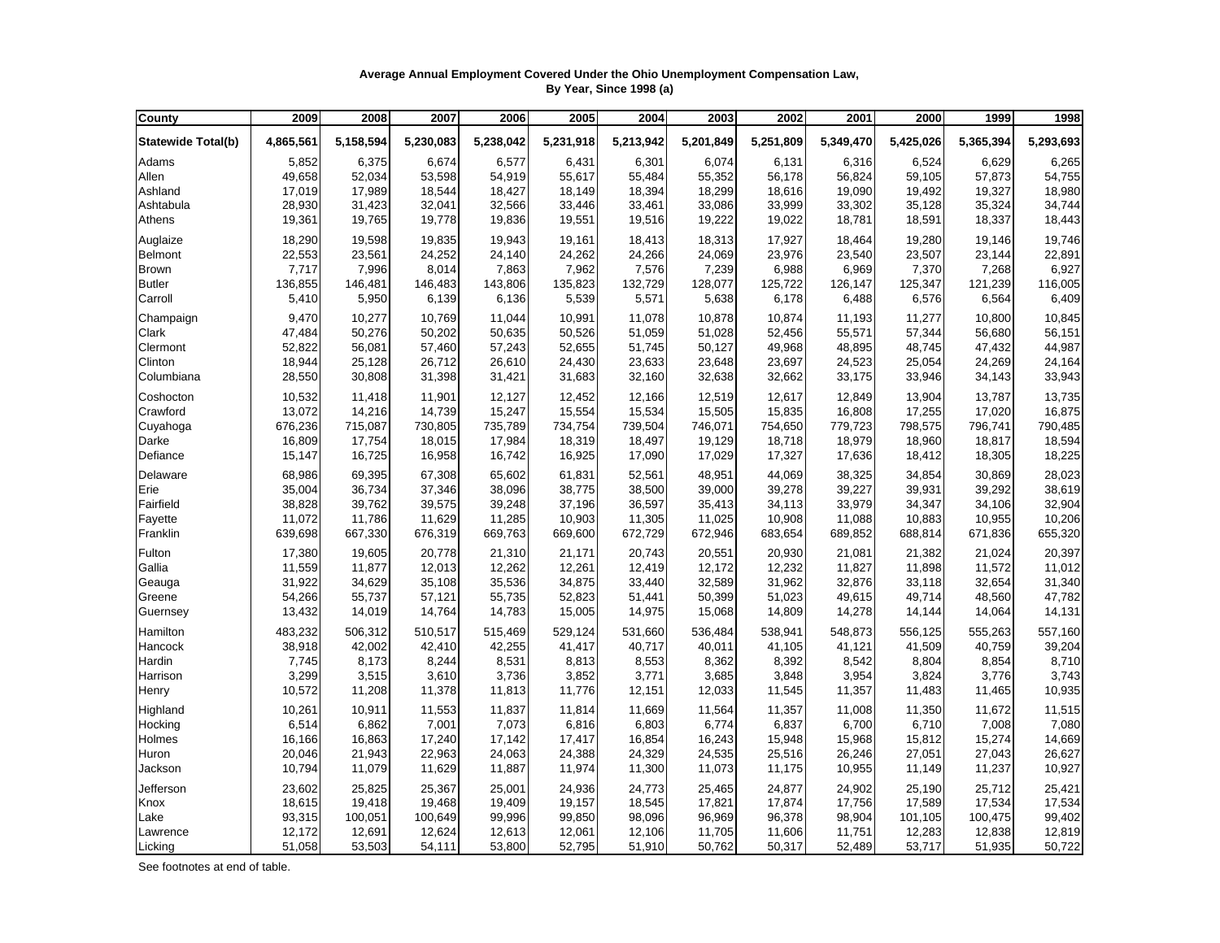**Average Annual Employment Covered Under the Ohio Unemployment Compensation Law, By Year, Since 1998 (a)**

| County | 2009 | 2008 | 2007 | 2006 | 2005 | 2004 | 2003 | 2002 | 2001 | 2000 | 1999 | 1998 |
|---|---|---|---|---|---|---|---|---|---|---|---|---|
| **Statewide Total(b)** | **4,865,561** | **5,158,594** | **5,230,083** | **5,238,042** | **5,231,918** | **5,213,942** | **5,201,849** | **5,251,809** | **5,349,470** | **5,425,026** | **5,365,394** | **5,293,693** |
| Adams | 5,852 | 6,375 | 6,674 | 6,577 | 6,431 | 6,301 | 6,074 | 6,131 | 6,316 | 6,524 | 6,629 | 6,265 |
| Allen | 49,658 | 52,034 | 53,598 | 54,919 | 55,617 | 55,484 | 55,352 | 56,178 | 56,824 | 59,105 | 57,873 | 54,755 |
| Ashland | 17,019 | 17,989 | 18,544 | 18,427 | 18,149 | 18,394 | 18,299 | 18,616 | 19,090 | 19,492 | 19,327 | 18,980 |
| Ashtabula | 28,930 | 31,423 | 32,041 | 32,566 | 33,446 | 33,461 | 33,086 | 33,999 | 33,302 | 35,128 | 35,324 | 34,744 |
| Athens | 19,361 | 19,765 | 19,778 | 19,836 | 19,551 | 19,516 | 19,222 | 19,022 | 18,781 | 18,591 | 18,337 | 18,443 |
| Auglaize | 18,290 | 19,598 | 19,835 | 19,943 | 19,161 | 18,413 | 18,313 | 17,927 | 18,464 | 19,280 | 19,146 | 19,746 |
| Belmont | 22,553 | 23,561 | 24,252 | 24,140 | 24,262 | 24,266 | 24,069 | 23,976 | 23,540 | 23,507 | 23,144 | 22,891 |
| Brown | 7,717 | 7,996 | 8,014 | 7,863 | 7,962 | 7,576 | 7,239 | 6,988 | 6,969 | 7,370 | 7,268 | 6,927 |
| Butler | 136,855 | 146,481 | 146,483 | 143,806 | 135,823 | 132,729 | 128,077 | 125,722 | 126,147 | 125,347 | 121,239 | 116,005 |
| Carroll | 5,410 | 5,950 | 6,139 | 6,136 | 5,539 | 5,571 | 5,638 | 6,178 | 6,488 | 6,576 | 6,564 | 6,409 |
| Champaign | 9,470 | 10,277 | 10,769 | 11,044 | 10,991 | 11,078 | 10,878 | 10,874 | 11,193 | 11,277 | 10,800 | 10,845 |
| Clark | 47,484 | 50,276 | 50,202 | 50,635 | 50,526 | 51,059 | 51,028 | 52,456 | 55,571 | 57,344 | 56,680 | 56,151 |
| Clermont | 52,822 | 56,081 | 57,460 | 57,243 | 52,655 | 51,745 | 50,127 | 49,968 | 48,895 | 48,745 | 47,432 | 44,987 |
| Clinton | 18,944 | 25,128 | 26,712 | 26,610 | 24,430 | 23,633 | 23,648 | 23,697 | 24,523 | 25,054 | 24,269 | 24,164 |
| Columbiana | 28,550 | 30,808 | 31,398 | 31,421 | 31,683 | 32,160 | 32,638 | 32,662 | 33,175 | 33,946 | 34,143 | 33,943 |
| Coshocton | 10,532 | 11,418 | 11,901 | 12,127 | 12,452 | 12,166 | 12,519 | 12,617 | 12,849 | 13,904 | 13,787 | 13,735 |
| Crawford | 13,072 | 14,216 | 14,739 | 15,247 | 15,554 | 15,534 | 15,505 | 15,835 | 16,808 | 17,255 | 17,020 | 16,875 |
| Cuyahoga | 676,236 | 715,087 | 730,805 | 735,789 | 734,754 | 739,504 | 746,071 | 754,650 | 779,723 | 798,575 | 796,741 | 790,485 |
| Darke | 16,809 | 17,754 | 18,015 | 17,984 | 18,319 | 18,497 | 19,129 | 18,718 | 18,979 | 18,960 | 18,817 | 18,594 |
| Defiance | 15,147 | 16,725 | 16,958 | 16,742 | 16,925 | 17,090 | 17,029 | 17,327 | 17,636 | 18,412 | 18,305 | 18,225 |
| Delaware | 68,986 | 69,395 | 67,308 | 65,602 | 61,831 | 52,561 | 48,951 | 44,069 | 38,325 | 34,854 | 30,869 | 28,023 |
| Erie | 35,004 | 36,734 | 37,346 | 38,096 | 38,775 | 38,500 | 39,000 | 39,278 | 39,227 | 39,931 | 39,292 | 38,619 |
| Fairfield | 38,828 | 39,762 | 39,575 | 39,248 | 37,196 | 36,597 | 35,413 | 34,113 | 33,979 | 34,347 | 34,106 | 32,904 |
| Fayette | 11,072 | 11,786 | 11,629 | 11,285 | 10,903 | 11,305 | 11,025 | 10,908 | 11,088 | 10,883 | 10,955 | 10,206 |
| Franklin | 639,698 | 667,330 | 676,319 | 669,763 | 669,600 | 672,729 | 672,946 | 683,654 | 689,852 | 688,814 | 671,836 | 655,320 |
| Fulton | 17,380 | 19,605 | 20,778 | 21,310 | 21,171 | 20,743 | 20,551 | 20,930 | 21,081 | 21,382 | 21,024 | 20,397 |
| Gallia | 11,559 | 11,877 | 12,013 | 12,262 | 12,261 | 12,419 | 12,172 | 12,232 | 11,827 | 11,898 | 11,572 | 11,012 |
| Geauga | 31,922 | 34,629 | 35,108 | 35,536 | 34,875 | 33,440 | 32,589 | 31,962 | 32,876 | 33,118 | 32,654 | 31,340 |
| Greene | 54,266 | 55,737 | 57,121 | 55,735 | 52,823 | 51,441 | 50,399 | 51,023 | 49,615 | 49,714 | 48,560 | 47,782 |
| Guernsey | 13,432 | 14,019 | 14,764 | 14,783 | 15,005 | 14,975 | 15,068 | 14,809 | 14,278 | 14,144 | 14,064 | 14,131 |
| Hamilton | 483,232 | 506,312 | 510,517 | 515,469 | 529,124 | 531,660 | 536,484 | 538,941 | 548,873 | 556,125 | 555,263 | 557,160 |
| Hancock | 38,918 | 42,002 | 42,410 | 42,255 | 41,417 | 40,717 | 40,011 | 41,105 | 41,121 | 41,509 | 40,759 | 39,204 |
| Hardin | 7,745 | 8,173 | 8,244 | 8,531 | 8,813 | 8,553 | 8,362 | 8,392 | 8,542 | 8,804 | 8,854 | 8,710 |
| Harrison | 3,299 | 3,515 | 3,610 | 3,736 | 3,852 | 3,771 | 3,685 | 3,848 | 3,954 | 3,824 | 3,776 | 3,743 |
| Henry | 10,572 | 11,208 | 11,378 | 11,813 | 11,776 | 12,151 | 12,033 | 11,545 | 11,357 | 11,483 | 11,465 | 10,935 |
| Highland | 10,261 | 10,911 | 11,553 | 11,837 | 11,814 | 11,669 | 11,564 | 11,357 | 11,008 | 11,350 | 11,672 | 11,515 |
| Hocking | 6,514 | 6,862 | 7,001 | 7,073 | 6,816 | 6,803 | 6,774 | 6,837 | 6,700 | 6,710 | 7,008 | 7,080 |
| Holmes | 16,166 | 16,863 | 17,240 | 17,142 | 17,417 | 16,854 | 16,243 | 15,948 | 15,968 | 15,812 | 15,274 | 14,669 |
| Huron | 20,046 | 21,943 | 22,963 | 24,063 | 24,388 | 24,329 | 24,535 | 25,516 | 26,246 | 27,051 | 27,043 | 26,627 |
| Jackson | 10,794 | 11,079 | 11,629 | 11,887 | 11,974 | 11,300 | 11,073 | 11,175 | 10,955 | 11,149 | 11,237 | 10,927 |
| Jefferson | 23,602 | 25,825 | 25,367 | 25,001 | 24,936 | 24,773 | 25,465 | 24,877 | 24,902 | 25,190 | 25,712 | 25,421 |
| Knox | 18,615 | 19,418 | 19,468 | 19,409 | 19,157 | 18,545 | 17,821 | 17,874 | 17,756 | 17,589 | 17,534 | 17,534 |
| Lake | 93,315 | 100,051 | 100,649 | 99,996 | 99,850 | 98,096 | 96,969 | 96,378 | 98,904 | 101,105 | 100,475 | 99,402 |
| Lawrence | 12,172 | 12,691 | 12,624 | 12,613 | 12,061 | 12,106 | 11,705 | 11,606 | 11,751 | 12,283 | 12,838 | 12,819 |
| Licking | 51,058 | 53,503 | 54,111 | 53,800 | 52,795 | 51,910 | 50,762 | 50,317 | 52,489 | 53,717 | 51,935 | 50,722 |

See footnotes at end of table.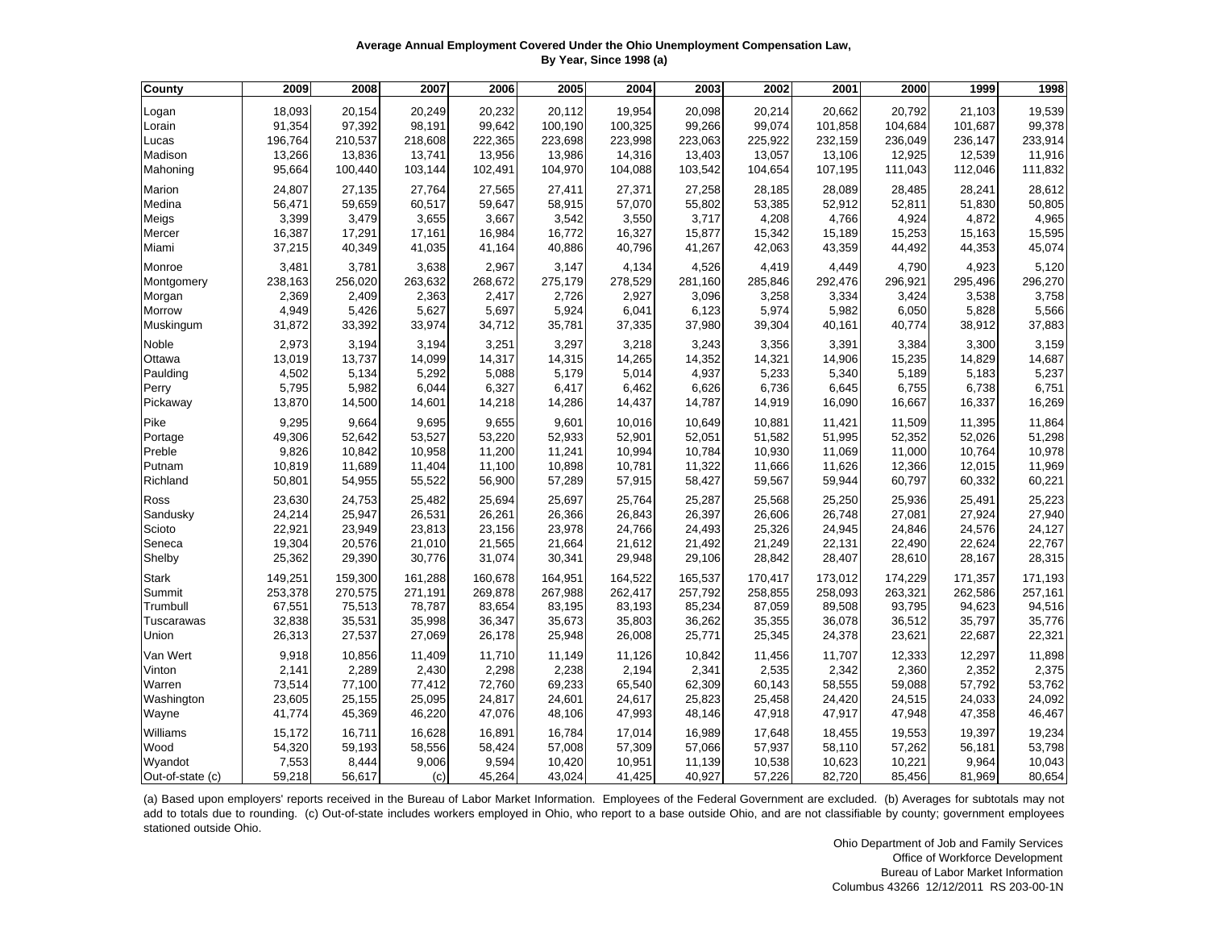**Average Annual Employment Covered Under the Ohio Unemployment Compensation Law,**
**By Year, Since 1998 (a)**

| County | 2009 | 2008 | 2007 | 2006 | 2005 | 2004 | 2003 | 2002 | 2001 | 2000 | 1999 | 1998 |
|---|---|---|---|---|---|---|---|---|---|---|---|---|
| Logan | 18,093 | 20,154 | 20,249 | 20,232 | 20,112 | 19,954 | 20,098 | 20,214 | 20,662 | 20,792 | 21,103 | 19,539 |
| Lorain | 91,354 | 97,392 | 98,191 | 99,642 | 100,190 | 100,325 | 99,266 | 99,074 | 101,858 | 104,684 | 101,687 | 99,378 |
| Lucas | 196,764 | 210,537 | 218,608 | 222,365 | 223,698 | 223,998 | 223,063 | 225,922 | 232,159 | 236,049 | 236,147 | 233,914 |
| Madison | 13,266 | 13,836 | 13,741 | 13,956 | 13,986 | 14,316 | 13,403 | 13,057 | 13,106 | 12,925 | 12,539 | 11,916 |
| Mahoning | 95,664 | 100,440 | 103,144 | 102,491 | 104,970 | 104,088 | 103,542 | 104,654 | 107,195 | 111,043 | 112,046 | 111,832 |
| Marion | 24,807 | 27,135 | 27,764 | 27,565 | 27,411 | 27,371 | 27,258 | 28,185 | 28,089 | 28,485 | 28,241 | 28,612 |
| Medina | 56,471 | 59,659 | 60,517 | 59,647 | 58,915 | 57,070 | 55,802 | 53,385 | 52,912 | 52,811 | 51,830 | 50,805 |
| Meigs | 3,399 | 3,479 | 3,655 | 3,667 | 3,542 | 3,550 | 3,717 | 4,208 | 4,766 | 4,924 | 4,872 | 4,965 |
| Mercer | 16,387 | 17,291 | 17,161 | 16,984 | 16,772 | 16,327 | 15,877 | 15,342 | 15,189 | 15,253 | 15,163 | 15,595 |
| Miami | 37,215 | 40,349 | 41,035 | 41,164 | 40,886 | 40,796 | 41,267 | 42,063 | 43,359 | 44,492 | 44,353 | 45,074 |
| Monroe | 3,481 | 3,781 | 3,638 | 2,967 | 3,147 | 4,134 | 4,526 | 4,419 | 4,449 | 4,790 | 4,923 | 5,120 |
| Montgomery | 238,163 | 256,020 | 263,632 | 268,672 | 275,179 | 278,529 | 281,160 | 285,846 | 292,476 | 296,921 | 295,496 | 296,270 |
| Morgan | 2,369 | 2,409 | 2,363 | 2,417 | 2,726 | 2,927 | 3,096 | 3,258 | 3,334 | 3,424 | 3,538 | 3,758 |
| Morrow | 4,949 | 5,426 | 5,627 | 5,697 | 5,924 | 6,041 | 6,123 | 5,974 | 5,982 | 6,050 | 5,828 | 5,566 |
| Muskingum | 31,872 | 33,392 | 33,974 | 34,712 | 35,781 | 37,335 | 37,980 | 39,304 | 40,161 | 40,774 | 38,912 | 37,883 |
| Noble | 2,973 | 3,194 | 3,194 | 3,251 | 3,297 | 3,218 | 3,243 | 3,356 | 3,391 | 3,384 | 3,300 | 3,159 |
| Ottawa | 13,019 | 13,737 | 14,099 | 14,317 | 14,315 | 14,265 | 14,352 | 14,321 | 14,906 | 15,235 | 14,829 | 14,687 |
| Paulding | 4,502 | 5,134 | 5,292 | 5,088 | 5,179 | 5,014 | 4,937 | 5,233 | 5,340 | 5,189 | 5,183 | 5,237 |
| Perry | 5,795 | 5,982 | 6,044 | 6,327 | 6,417 | 6,462 | 6,626 | 6,736 | 6,645 | 6,755 | 6,738 | 6,751 |
| Pickaway | 13,870 | 14,500 | 14,601 | 14,218 | 14,286 | 14,437 | 14,787 | 14,919 | 16,090 | 16,667 | 16,337 | 16,269 |
| Pike | 9,295 | 9,664 | 9,695 | 9,655 | 9,601 | 10,016 | 10,649 | 10,881 | 11,421 | 11,509 | 11,395 | 11,864 |
| Portage | 49,306 | 52,642 | 53,527 | 53,220 | 52,933 | 52,901 | 52,051 | 51,582 | 51,995 | 52,352 | 52,026 | 51,298 |
| Preble | 9,826 | 10,842 | 10,958 | 11,200 | 11,241 | 10,994 | 10,784 | 10,930 | 11,069 | 11,000 | 10,764 | 10,978 |
| Putnam | 10,819 | 11,689 | 11,404 | 11,100 | 10,898 | 10,781 | 11,322 | 11,666 | 11,626 | 12,366 | 12,015 | 11,969 |
| Richland | 50,801 | 54,955 | 55,522 | 56,900 | 57,289 | 57,915 | 58,427 | 59,567 | 59,944 | 60,797 | 60,332 | 60,221 |
| Ross | 23,630 | 24,753 | 25,482 | 25,694 | 25,697 | 25,764 | 25,287 | 25,568 | 25,250 | 25,936 | 25,491 | 25,223 |
| Sandusky | 24,214 | 25,947 | 26,531 | 26,261 | 26,366 | 26,843 | 26,397 | 26,606 | 26,748 | 27,081 | 27,924 | 27,940 |
| Scioto | 22,921 | 23,949 | 23,813 | 23,156 | 23,978 | 24,766 | 24,493 | 25,326 | 24,945 | 24,846 | 24,576 | 24,127 |
| Seneca | 19,304 | 20,576 | 21,010 | 21,565 | 21,664 | 21,612 | 21,492 | 21,249 | 22,131 | 22,490 | 22,624 | 22,767 |
| Shelby | 25,362 | 29,390 | 30,776 | 31,074 | 30,341 | 29,948 | 29,106 | 28,842 | 28,407 | 28,610 | 28,167 | 28,315 |
| Stark | 149,251 | 159,300 | 161,288 | 160,678 | 164,951 | 164,522 | 165,537 | 170,417 | 173,012 | 174,229 | 171,357 | 171,193 |
| Summit | 253,378 | 270,575 | 271,191 | 269,878 | 267,988 | 262,417 | 257,792 | 258,855 | 258,093 | 263,321 | 262,586 | 257,161 |
| Trumbull | 67,551 | 75,513 | 78,787 | 83,654 | 83,195 | 83,193 | 85,234 | 87,059 | 89,508 | 93,795 | 94,623 | 94,516 |
| Tuscarawas | 32,838 | 35,531 | 35,998 | 36,347 | 35,673 | 35,803 | 36,262 | 35,355 | 36,078 | 36,512 | 35,797 | 35,776 |
| Union | 26,313 | 27,537 | 27,069 | 26,178 | 25,948 | 26,008 | 25,771 | 25,345 | 24,378 | 23,621 | 22,687 | 22,321 |
| Van Wert | 9,918 | 10,856 | 11,409 | 11,710 | 11,149 | 11,126 | 10,842 | 11,456 | 11,707 | 12,333 | 12,297 | 11,898 |
| Vinton | 2,141 | 2,289 | 2,430 | 2,298 | 2,238 | 2,194 | 2,341 | 2,535 | 2,342 | 2,360 | 2,352 | 2,375 |
| Warren | 73,514 | 77,100 | 77,412 | 72,760 | 69,233 | 65,540 | 62,309 | 60,143 | 58,555 | 59,088 | 57,792 | 53,762 |
| Washington | 23,605 | 25,155 | 25,095 | 24,817 | 24,601 | 24,617 | 25,823 | 25,458 | 24,420 | 24,515 | 24,033 | 24,092 |
| Wayne | 41,774 | 45,369 | 46,220 | 47,076 | 48,106 | 47,993 | 48,146 | 47,918 | 47,917 | 47,948 | 47,358 | 46,467 |
| Williams | 15,172 | 16,711 | 16,628 | 16,891 | 16,784 | 17,014 | 16,989 | 17,648 | 18,455 | 19,553 | 19,397 | 19,234 |
| Wood | 54,320 | 59,193 | 58,556 | 58,424 | 57,008 | 57,309 | 57,066 | 57,937 | 58,110 | 57,262 | 56,181 | 53,798 |
| Wyandot | 7,553 | 8,444 | 9,006 | 9,594 | 10,420 | 10,951 | 11,139 | 10,538 | 10,623 | 10,221 | 9,964 | 10,043 |
| Out-of-state (c) | 59,218 | 56,617 | (c) | 45,264 | 43,024 | 41,425 | 40,927 | 57,226 | 82,720 | 85,456 | 81,969 | 80,654 |

(a) Based upon employers' reports received in the Bureau of Labor Market Information. Employees of the Federal Government are excluded. (b) Averages for subtotals may not add to totals due to rounding. (c) Out-of-state includes workers employed in Ohio, who report to a base outside Ohio, and are not classifiable by county; government employees stationed outside Ohio.

Ohio Department of Job and Family Services
Office of Workforce Development
Bureau of Labor Market Information
Columbus 43266 12/12/2011 RS 203-00-1N